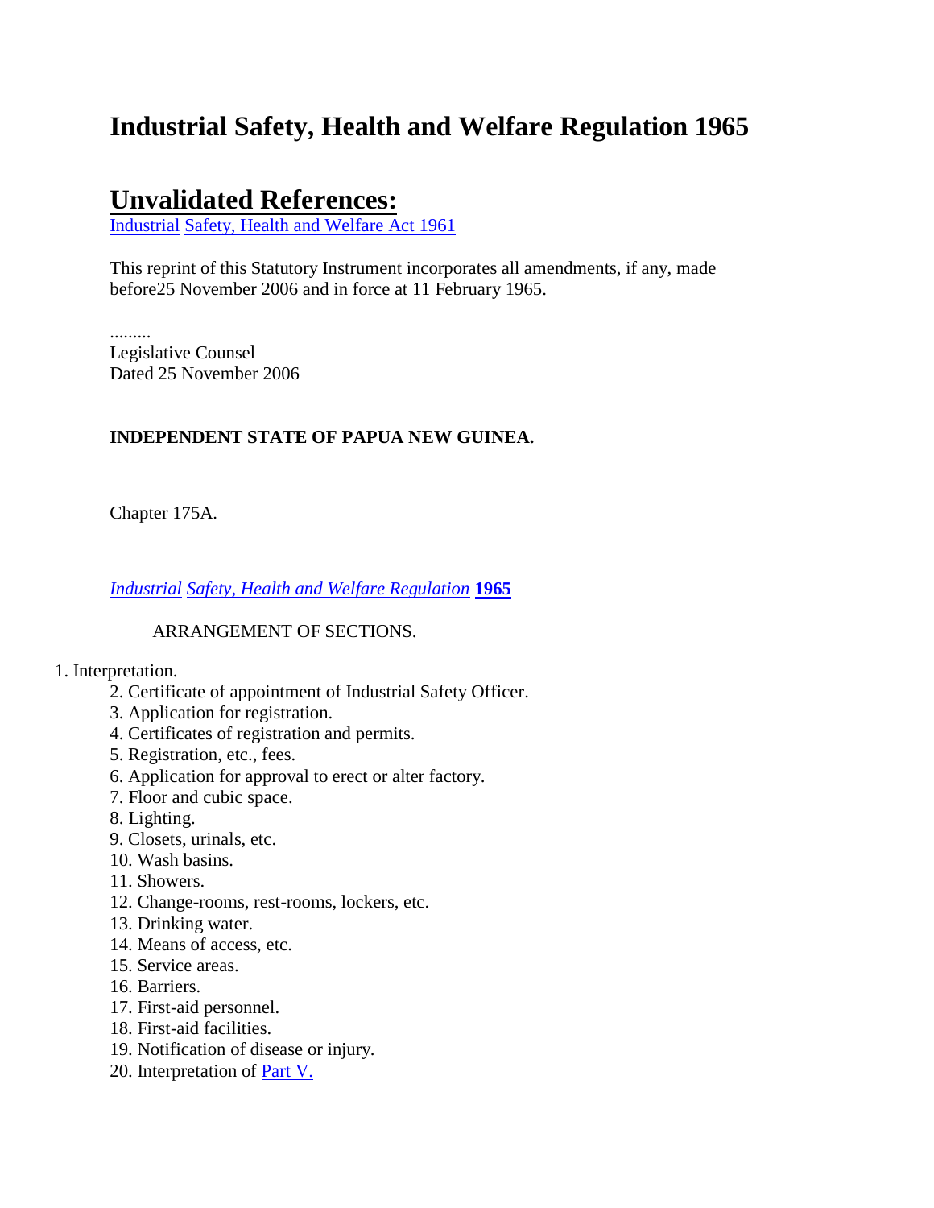# Industrial Safety, Health and Welfare Regulation 1965

## Unvalidated References:

Industrial Safety, Health and Welfare Act 1961

This reprint of this Statutory Instrument incorporates all amendments, if any, made before25 November 2006 and in force at 11 February 1965.

.........
Legislative Counsel
Dated 25 November 2006

**INDEPENDENT STATE OF PAPUA NEW GUINEA.**

Chapter 175A.

*Industrial Safety, Health and Welfare Regulation* **1965**

ARRANGEMENT OF SECTIONS.

1. Interpretation.
2. Certificate of appointment of Industrial Safety Officer.
3. Application for registration.
4. Certificates of registration and permits.
5. Registration, etc., fees.
6. Application for approval to erect or alter factory.
7. Floor and cubic space.
8. Lighting.
9. Closets, urinals, etc.
10. Wash basins.
11. Showers.
12. Change-rooms, rest-rooms, lockers, etc.
13. Drinking water.
14. Means of access, etc.
15. Service areas.
16. Barriers.
17. First-aid personnel.
18. First-aid facilities.
19. Notification of disease or injury.
20. Interpretation of Part V.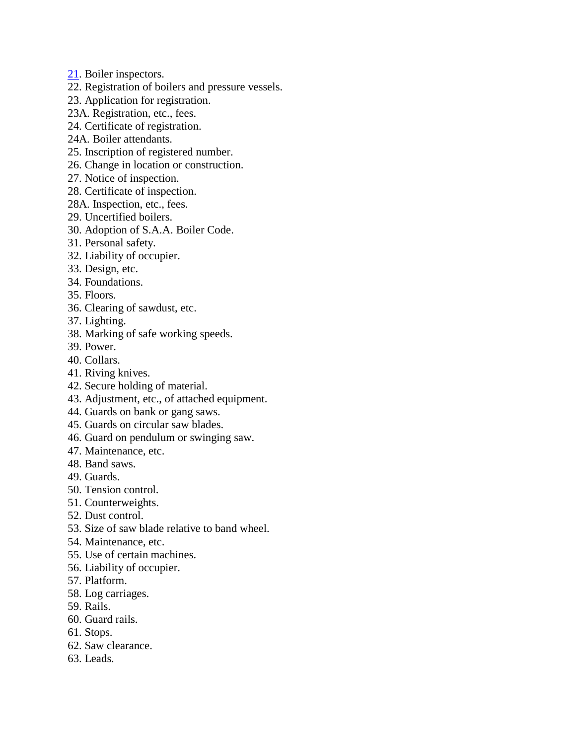21. Boiler inspectors.
22. Registration of boilers and pressure vessels.
23. Application for registration.
23A. Registration, etc., fees.
24. Certificate of registration.
24A. Boiler attendants.
25. Inscription of registered number.
26. Change in location or construction.
27. Notice of inspection.
28. Certificate of inspection.
28A. Inspection, etc., fees.
29. Uncertified boilers.
30. Adoption of S.A.A. Boiler Code.
31. Personal safety.
32. Liability of occupier.
33. Design, etc.
34. Foundations.
35. Floors.
36. Clearing of sawdust, etc.
37. Lighting.
38. Marking of safe working speeds.
39. Power.
40. Collars.
41. Riving knives.
42. Secure holding of material.
43. Adjustment, etc., of attached equipment.
44. Guards on bank or gang saws.
45. Guards on circular saw blades.
46. Guard on pendulum or swinging saw.
47. Maintenance, etc.
48. Band saws.
49. Guards.
50. Tension control.
51. Counterweights.
52. Dust control.
53. Size of saw blade relative to band wheel.
54. Maintenance, etc.
55. Use of certain machines.
56. Liability of occupier.
57. Platform.
58. Log carriages.
59. Rails.
60. Guard rails.
61. Stops.
62. Saw clearance.
63. Leads.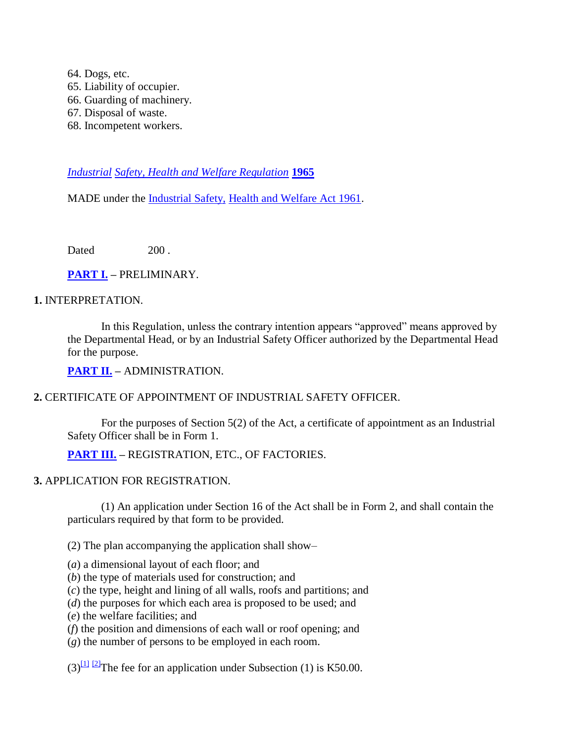64. Dogs, etc.
65. Liability of occupier.
66. Guarding of machinery.
67. Disposal of waste.
68. Incompetent workers.

*Industrial Safety, Health and Welfare Regulation* **1965**

MADE under the Industrial Safety, Health and Welfare Act 1961.

Dated 200 .

**PART I.** – PRELIMINARY.

**1.** INTERPRETATION.

In this Regulation, unless the contrary intention appears "approved" means approved by the Departmental Head, or by an Industrial Safety Officer authorized by the Departmental Head for the purpose.

**PART II.** – ADMINISTRATION.

**2.** CERTIFICATE OF APPOINTMENT OF INDUSTRIAL SAFETY OFFICER.

For the purposes of Section 5(2) of the Act, a certificate of appointment as an Industrial Safety Officer shall be in Form 1.

**PART III.** – REGISTRATION, ETC., OF FACTORIES.

**3.** APPLICATION FOR REGISTRATION.

(1) An application under Section 16 of the Act shall be in Form 2, and shall contain the particulars required by that form to be provided.

(2) The plan accompanying the application shall show–

(*a*) a dimensional layout of each floor; and
(*b*) the type of materials used for construction; and
(*c*) the type, height and lining of all walls, roofs and partitions; and
(*d*) the purposes for which each area is proposed to be used; and
(*e*) the welfare facilities; and
(*f*) the position and dimensions of each wall or roof opening; and
(*g*) the number of persons to be employed in each room.

(3)[1] [2]The fee for an application under Subsection (1) is K50.00.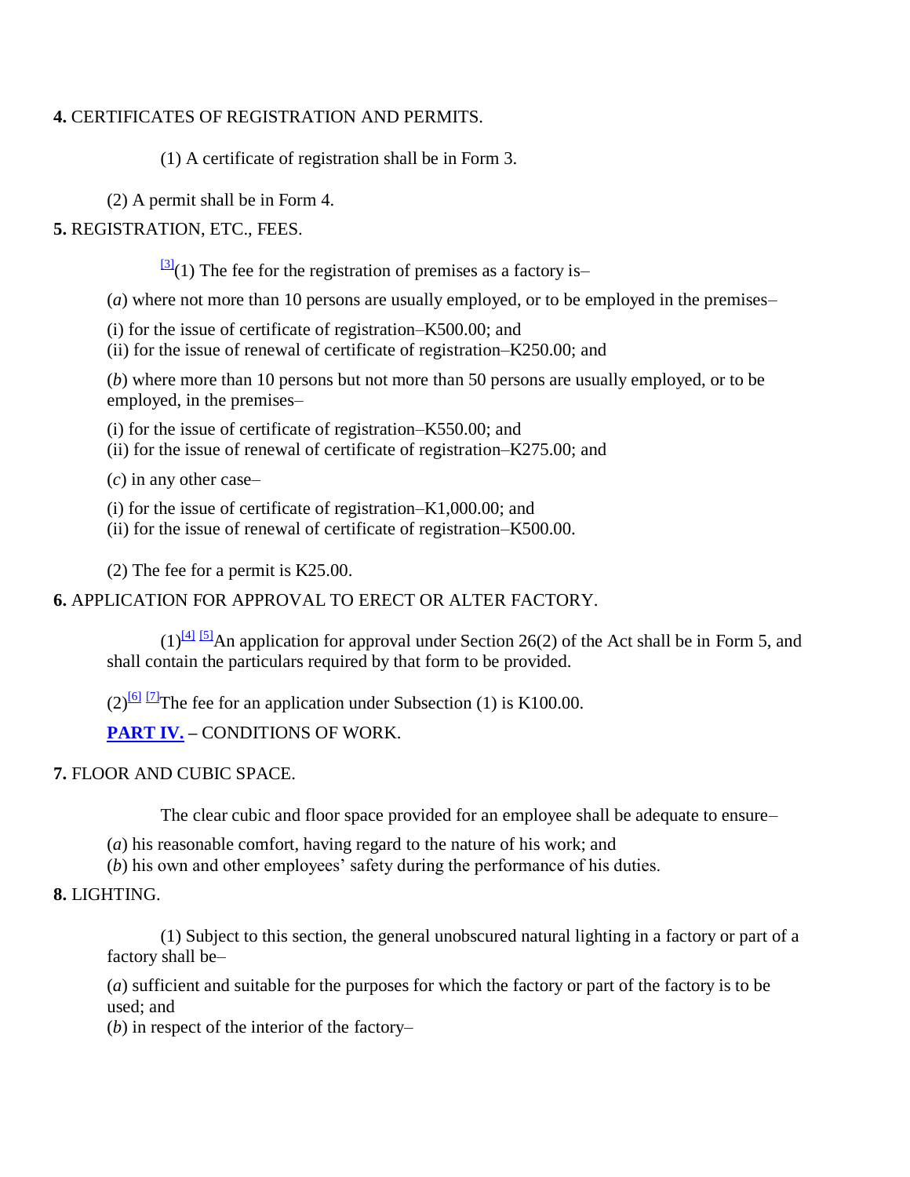**4.** CERTIFICATES OF REGISTRATION AND PERMITS.

(1) A certificate of registration shall be in Form 3.

(2) A permit shall be in Form 4.

**5.** REGISTRATION, ETC., FEES.

[3](1) The fee for the registration of premises as a factory is–

(*a*) where not more than 10 persons are usually employed, or to be employed in the premises–

(i) for the issue of certificate of registration–K500.00; and
(ii) for the issue of renewal of certificate of registration–K250.00; and

(*b*) where more than 10 persons but not more than 50 persons are usually employed, or to be employed, in the premises–

(i) for the issue of certificate of registration–K550.00; and
(ii) for the issue of renewal of certificate of registration–K275.00; and

(*c*) in any other case–

(i) for the issue of certificate of registration–K1,000.00; and
(ii) for the issue of renewal of certificate of registration–K500.00.

(2) The fee for a permit is K25.00.

**6.** APPLICATION FOR APPROVAL TO ERECT OR ALTER FACTORY.

(1)[4] [5]An application for approval under Section 26(2) of the Act shall be in Form 5, and shall contain the particulars required by that form to be provided.

(2)[6] [7]The fee for an application under Subsection (1) is K100.00.

**PART IV.** – CONDITIONS OF WORK.

**7.** FLOOR AND CUBIC SPACE.

The clear cubic and floor space provided for an employee shall be adequate to ensure–

(*a*) his reasonable comfort, having regard to the nature of his work; and
(*b*) his own and other employees' safety during the performance of his duties.

**8.** LIGHTING.

(1) Subject to this section, the general unobscured natural lighting in a factory or part of a factory shall be–

(*a*) sufficient and suitable for the purposes for which the factory or part of the factory is to be used; and
(*b*) in respect of the interior of the factory–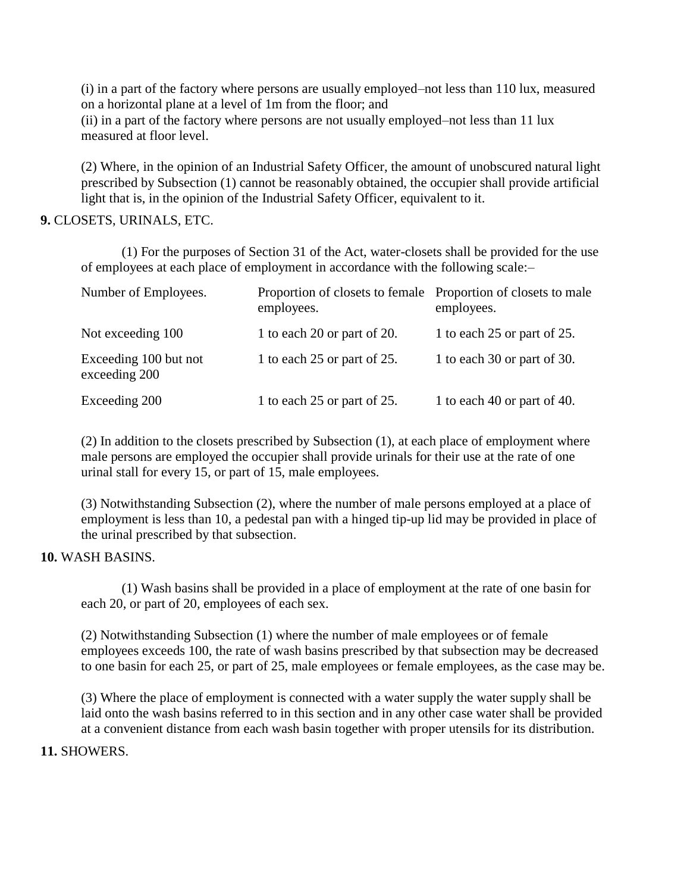(i) in a part of the factory where persons are usually employed–not less than 110 lux, measured on a horizontal plane at a level of 1m from the floor; and
(ii) in a part of the factory where persons are not usually employed–not less than 11 lux measured at floor level.

(2) Where, in the opinion of an Industrial Safety Officer, the amount of unobscured natural light prescribed by Subsection (1) cannot be reasonably obtained, the occupier shall provide artificial light that is, in the opinion of the Industrial Safety Officer, equivalent to it.

**9.** CLOSETS, URINALS, ETC.

(1) For the purposes of Section 31 of the Act, water-closets shall be provided for the use of employees at each place of employment in accordance with the following scale:–

| Number of Employees. | Proportion of closets to female employees. | Proportion of closets to male employees. |
|---|---|---|
| Not exceeding 100 | 1 to each 20 or part of 20. | 1 to each 25 or part of 25. |
| Exceeding 100 but not exceeding 200 | 1 to each 25 or part of 25. | 1 to each 30 or part of 30. |
| Exceeding 200 | 1 to each 25 or part of 25. | 1 to each 40 or part of 40. |

(2) In addition to the closets prescribed by Subsection (1), at each place of employment where male persons are employed the occupier shall provide urinals for their use at the rate of one urinal stall for every 15, or part of 15, male employees.

(3) Notwithstanding Subsection (2), where the number of male persons employed at a place of employment is less than 10, a pedestal pan with a hinged tip-up lid may be provided in place of the urinal prescribed by that subsection.

**10.** WASH BASINS.

(1) Wash basins shall be provided in a place of employment at the rate of one basin for each 20, or part of 20, employees of each sex.

(2) Notwithstanding Subsection (1) where the number of male employees or of female employees exceeds 100, the rate of wash basins prescribed by that subsection may be decreased to one basin for each 25, or part of 25, male employees or female employees, as the case may be.

(3) Where the place of employment is connected with a water supply the water supply shall be laid onto the wash basins referred to in this section and in any other case water shall be provided at a convenient distance from each wash basin together with proper utensils for its distribution.

**11.** SHOWERS.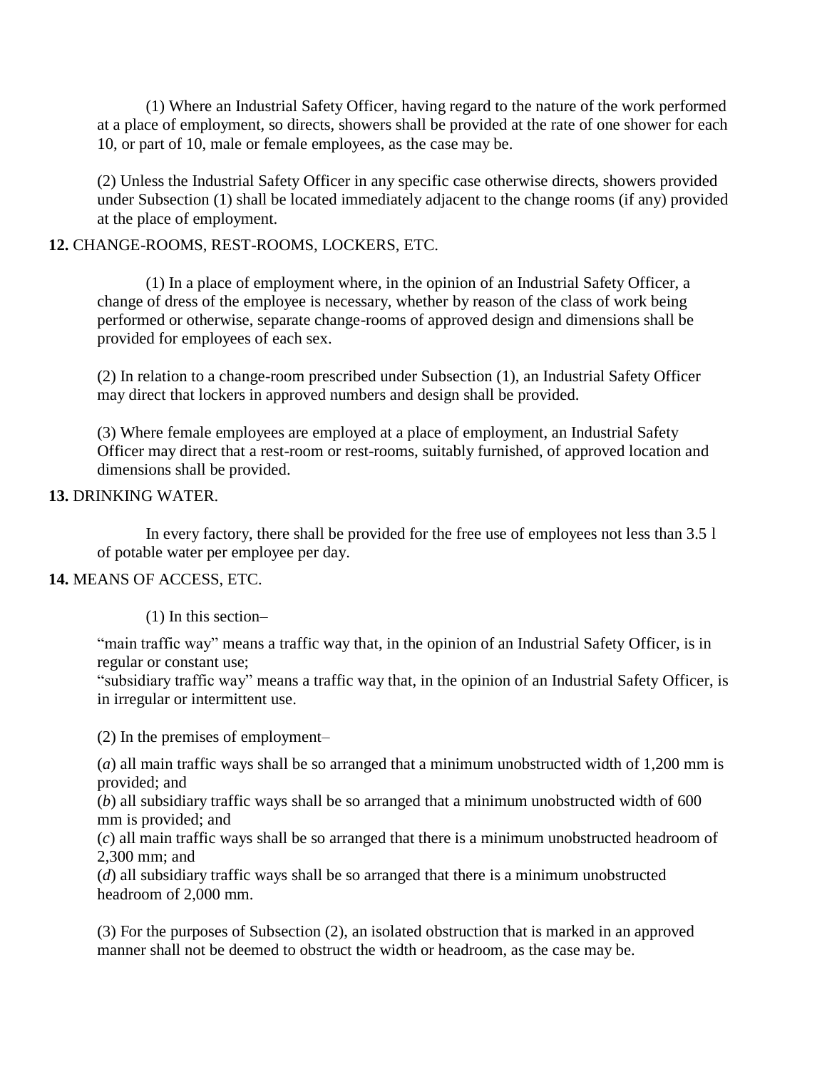(1) Where an Industrial Safety Officer, having regard to the nature of the work performed at a place of employment, so directs, showers shall be provided at the rate of one shower for each 10, or part of 10, male or female employees, as the case may be.

(2) Unless the Industrial Safety Officer in any specific case otherwise directs, showers provided under Subsection (1) shall be located immediately adjacent to the change rooms (if any) provided at the place of employment.

**12.** CHANGE-ROOMS, REST-ROOMS, LOCKERS, ETC.

(1) In a place of employment where, in the opinion of an Industrial Safety Officer, a change of dress of the employee is necessary, whether by reason of the class of work being performed or otherwise, separate change-rooms of approved design and dimensions shall be provided for employees of each sex.

(2) In relation to a change-room prescribed under Subsection (1), an Industrial Safety Officer may direct that lockers in approved numbers and design shall be provided.

(3) Where female employees are employed at a place of employment, an Industrial Safety Officer may direct that a rest-room or rest-rooms, suitably furnished, of approved location and dimensions shall be provided.

**13.** DRINKING WATER.

In every factory, there shall be provided for the free use of employees not less than 3.5 l of potable water per employee per day.

**14.** MEANS OF ACCESS, ETC.

(1) In this section–

"main traffic way" means a traffic way that, in the opinion of an Industrial Safety Officer, is in regular or constant use;
"subsidiary traffic way" means a traffic way that, in the opinion of an Industrial Safety Officer, is in irregular or intermittent use.

(2) In the premises of employment–

(*a*) all main traffic ways shall be so arranged that a minimum unobstructed width of 1,200 mm is provided; and
(*b*) all subsidiary traffic ways shall be so arranged that a minimum unobstructed width of 600 mm is provided; and
(*c*) all main traffic ways shall be so arranged that there is a minimum unobstructed headroom of 2,300 mm; and
(*d*) all subsidiary traffic ways shall be so arranged that there is a minimum unobstructed headroom of 2,000 mm.

(3) For the purposes of Subsection (2), an isolated obstruction that is marked in an approved manner shall not be deemed to obstruct the width or headroom, as the case may be.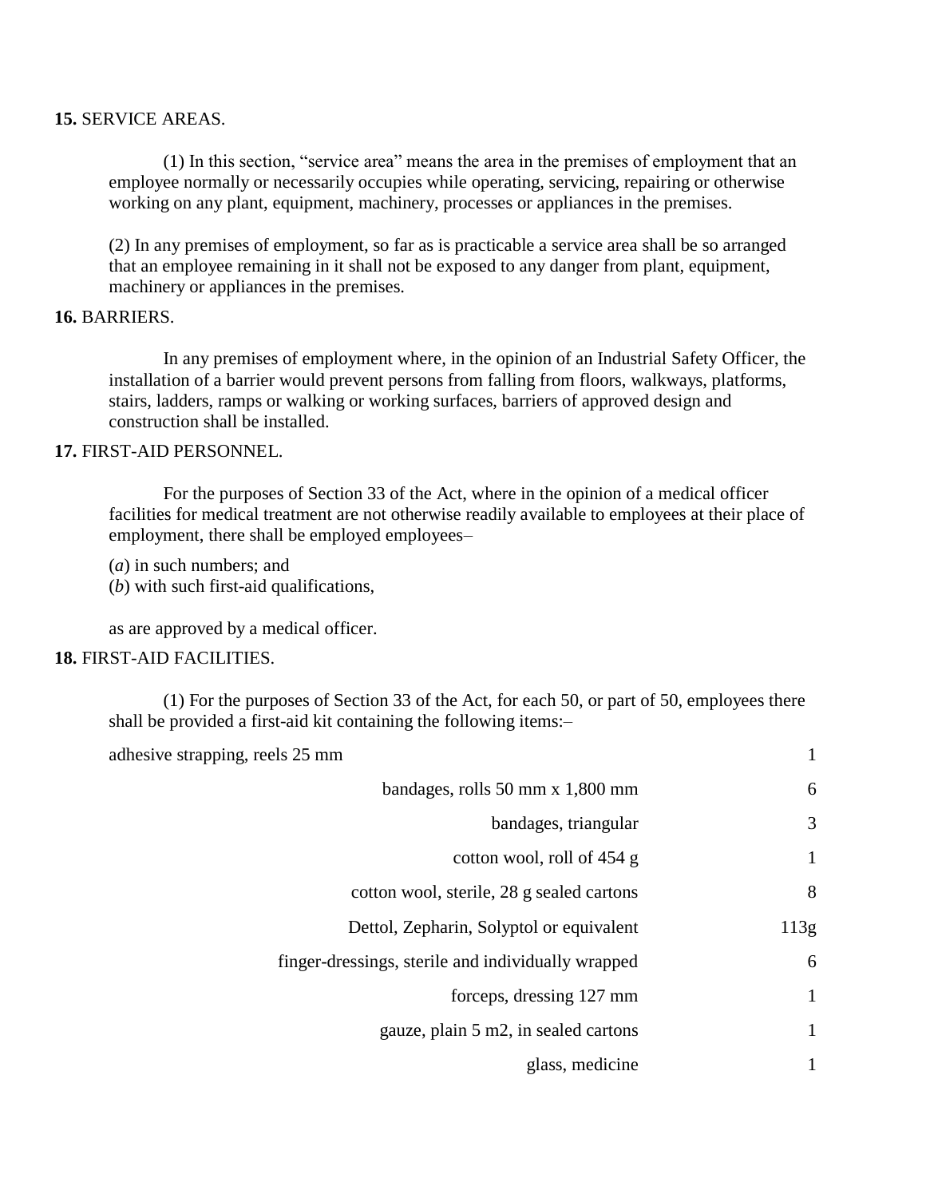**15.** SERVICE AREAS.

(1) In this section, "service area" means the area in the premises of employment that an employee normally or necessarily occupies while operating, servicing, repairing or otherwise working on any plant, equipment, machinery, processes or appliances in the premises.

(2) In any premises of employment, so far as is practicable a service area shall be so arranged that an employee remaining in it shall not be exposed to any danger from plant, equipment, machinery or appliances in the premises.

**16.** BARRIERS.

In any premises of employment where, in the opinion of an Industrial Safety Officer, the installation of a barrier would prevent persons from falling from floors, walkways, platforms, stairs, ladders, ramps or walking or working surfaces, barriers of approved design and construction shall be installed.

**17.** FIRST-AID PERSONNEL.

For the purposes of Section 33 of the Act, where in the opinion of a medical officer facilities for medical treatment are not otherwise readily available to employees at their place of employment, there shall be employed employees–

(*a*) in such numbers; and
(*b*) with such first-aid qualifications,

as are approved by a medical officer.

**18.** FIRST-AID FACILITIES.

(1) For the purposes of Section 33 of the Act, for each 50, or part of 50, employees there shall be provided a first-aid kit containing the following items:–

| | |
|---|---|
| adhesive strapping, reels 25 mm | 1 |
| bandages, rolls 50 mm x 1,800 mm | 6 |
| bandages, triangular | 3 |
| cotton wool, roll of 454 g | 1 |
| cotton wool, sterile, 28 g sealed cartons | 8 |
| Dettol, Zepharin, Solyptol or equivalent | 113g |
| finger-dressings, sterile and individually wrapped | 6 |
| forceps, dressing 127 mm | 1 |
| gauze, plain 5 m2, in sealed cartons | 1 |
| glass, medicine | 1 |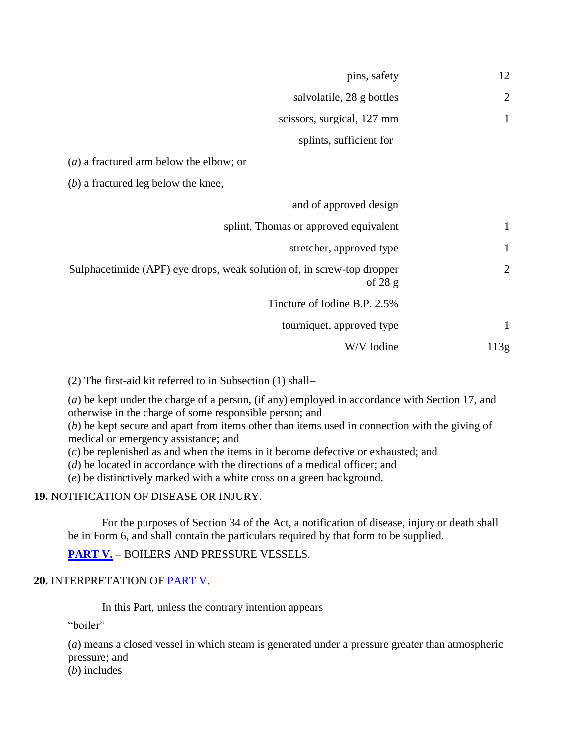| | |
|---|---|
| pins, safety | 12 |
| salvolatile, 28 g bottles | 2 |
| scissors, surgical, 127 mm | 1 |
| splints, sufficient for– | |

(*a*) a fractured arm below the elbow; or

(*b*) a fractured leg below the knee,

| | |
|---|---|
| and of approved design | |
| splint, Thomas or approved equivalent | 1 |
| stretcher, approved type | 1 |
| Sulphacetimide (APF) eye drops, weak solution of, in screw-top dropper of 28 g | 2 |
| Tincture of Iodine B.P. 2.5% | |
| tourniquet, approved type | 1 |
| W/V Iodine | 113g |

(2) The first-aid kit referred to in Subsection (1) shall–

(*a*) be kept under the charge of a person, (if any) employed in accordance with Section 17, and otherwise in the charge of some responsible person; and
(*b*) be kept secure and apart from items other than items used in connection with the giving of medical or emergency assistance; and
(*c*) be replenished as and when the items in it become defective or exhausted; and
(*d*) be located in accordance with the directions of a medical officer; and
(*e*) be distinctively marked with a white cross on a green background.

**19.** NOTIFICATION OF DISEASE OR INJURY.

For the purposes of Section 34 of the Act, a notification of disease, injury or death shall be in Form 6, and shall contain the particulars required by that form to be supplied.

**PART V.** – BOILERS AND PRESSURE VESSELS.

**20.** INTERPRETATION OF PART V.

In this Part, unless the contrary intention appears–

"boiler"–

(*a*) means a closed vessel in which steam is generated under a pressure greater than atmospheric pressure; and
(*b*) includes–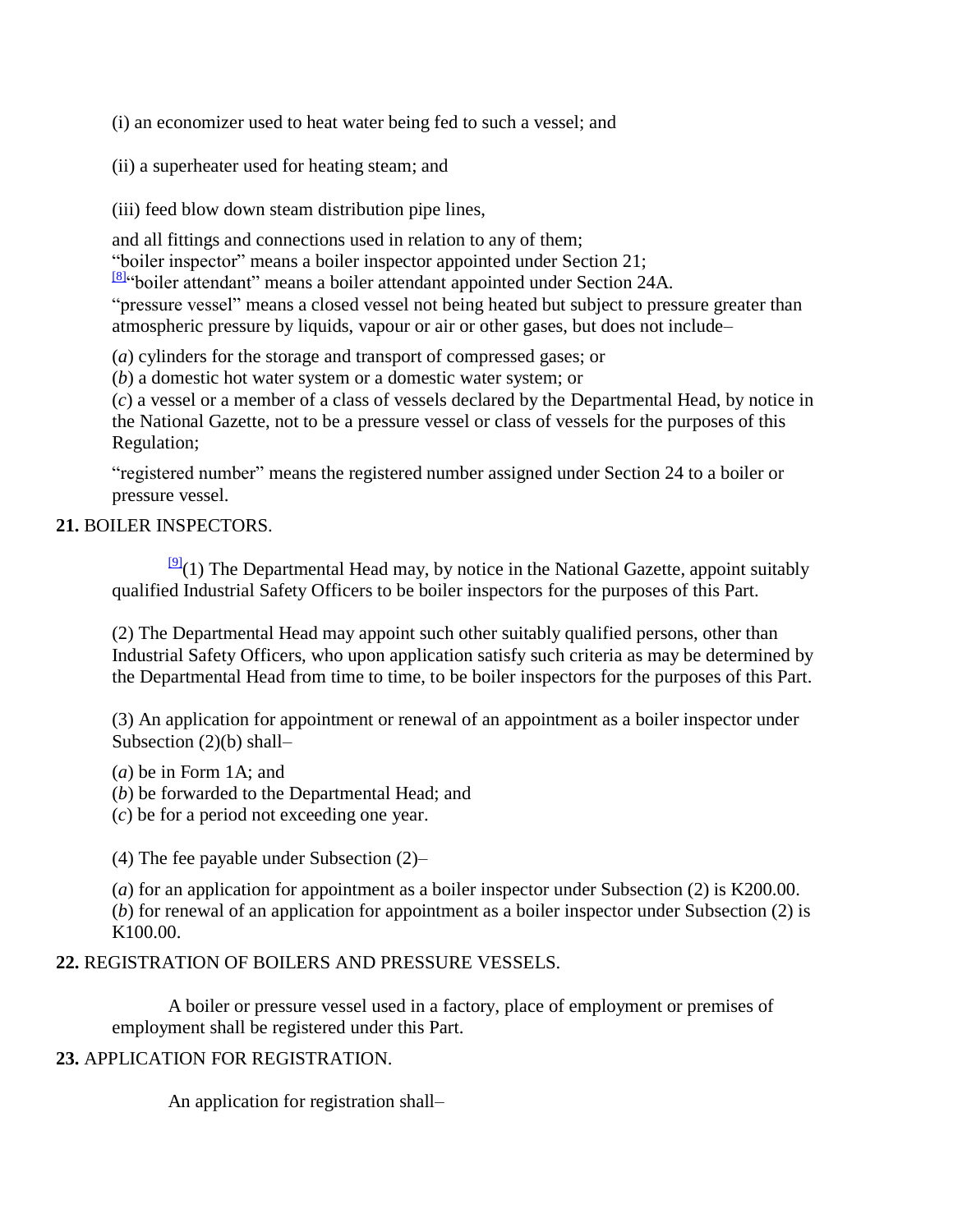(i) an economizer used to heat water being fed to such a vessel; and

(ii) a superheater used for heating steam; and

(iii) feed blow down steam distribution pipe lines,

and all fittings and connections used in relation to any of them;

"boiler inspector" means a boiler inspector appointed under Section 21;

[8]"boiler attendant" means a boiler attendant appointed under Section 24A.

"pressure vessel" means a closed vessel not being heated but subject to pressure greater than atmospheric pressure by liquids, vapour or air or other gases, but does not include–

(*a*) cylinders for the storage and transport of compressed gases; or

(*b*) a domestic hot water system or a domestic water system; or

(*c*) a vessel or a member of a class of vessels declared by the Departmental Head, by notice in the National Gazette, not to be a pressure vessel or class of vessels for the purposes of this Regulation;

"registered number" means the registered number assigned under Section 24 to a boiler or pressure vessel.

**21.** BOILER INSPECTORS.

[9](1) The Departmental Head may, by notice in the National Gazette, appoint suitably qualified Industrial Safety Officers to be boiler inspectors for the purposes of this Part.

(2) The Departmental Head may appoint such other suitably qualified persons, other than Industrial Safety Officers, who upon application satisfy such criteria as may be determined by the Departmental Head from time to time, to be boiler inspectors for the purposes of this Part.

(3) An application for appointment or renewal of an appointment as a boiler inspector under Subsection (2)(b) shall–

(*a*) be in Form 1A; and

(*b*) be forwarded to the Departmental Head; and

(*c*) be for a period not exceeding one year.

(4) The fee payable under Subsection (2)–

(*a*) for an application for appointment as a boiler inspector under Subsection (2) is K200.00.

(*b*) for renewal of an application for appointment as a boiler inspector under Subsection (2) is K100.00.

**22.** REGISTRATION OF BOILERS AND PRESSURE VESSELS.

A boiler or pressure vessel used in a factory, place of employment or premises of employment shall be registered under this Part.

**23.** APPLICATION FOR REGISTRATION.

An application for registration shall–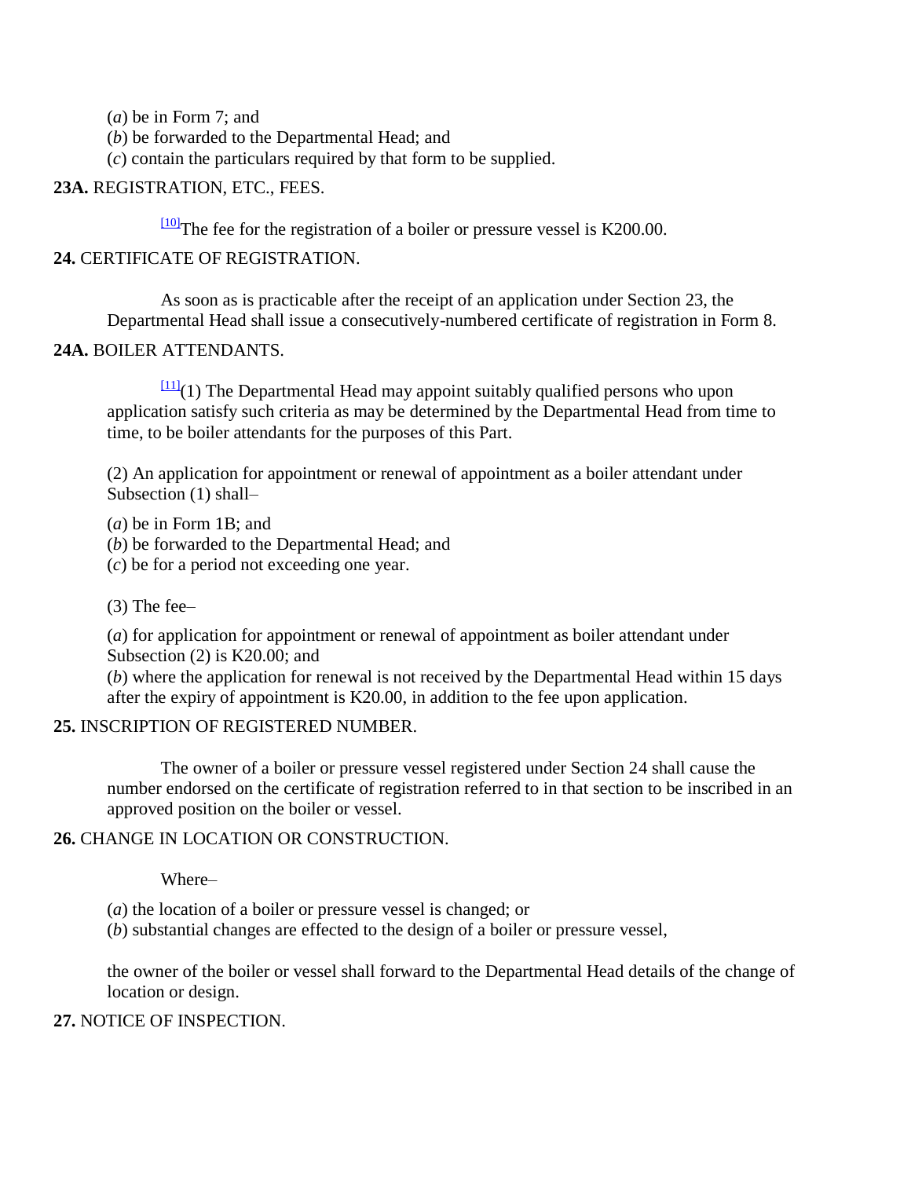(*a*) be in Form 7; and
(*b*) be forwarded to the Departmental Head; and
(*c*) contain the particulars required by that form to be supplied.

**23A.** REGISTRATION, ETC., FEES.

[10]The fee for the registration of a boiler or pressure vessel is K200.00.

**24.** CERTIFICATE OF REGISTRATION.

As soon as is practicable after the receipt of an application under Section 23, the Departmental Head shall issue a consecutively-numbered certificate of registration in Form 8.

**24A.** BOILER ATTENDANTS.

[11](1) The Departmental Head may appoint suitably qualified persons who upon application satisfy such criteria as may be determined by the Departmental Head from time to time, to be boiler attendants for the purposes of this Part.

(2) An application for appointment or renewal of appointment as a boiler attendant under Subsection (1) shall–

(*a*) be in Form 1B; and
(*b*) be forwarded to the Departmental Head; and
(*c*) be for a period not exceeding one year.

(3) The fee–

(*a*) for application for appointment or renewal of appointment as boiler attendant under Subsection (2) is K20.00; and
(*b*) where the application for renewal is not received by the Departmental Head within 15 days after the expiry of appointment is K20.00, in addition to the fee upon application.

**25.** INSCRIPTION OF REGISTERED NUMBER.

The owner of a boiler or pressure vessel registered under Section 24 shall cause the number endorsed on the certificate of registration referred to in that section to be inscribed in an approved position on the boiler or vessel.

**26.** CHANGE IN LOCATION OR CONSTRUCTION.

Where–

(*a*) the location of a boiler or pressure vessel is changed; or
(*b*) substantial changes are effected to the design of a boiler or pressure vessel,

the owner of the boiler or vessel shall forward to the Departmental Head details of the change of location or design.

**27.** NOTICE OF INSPECTION.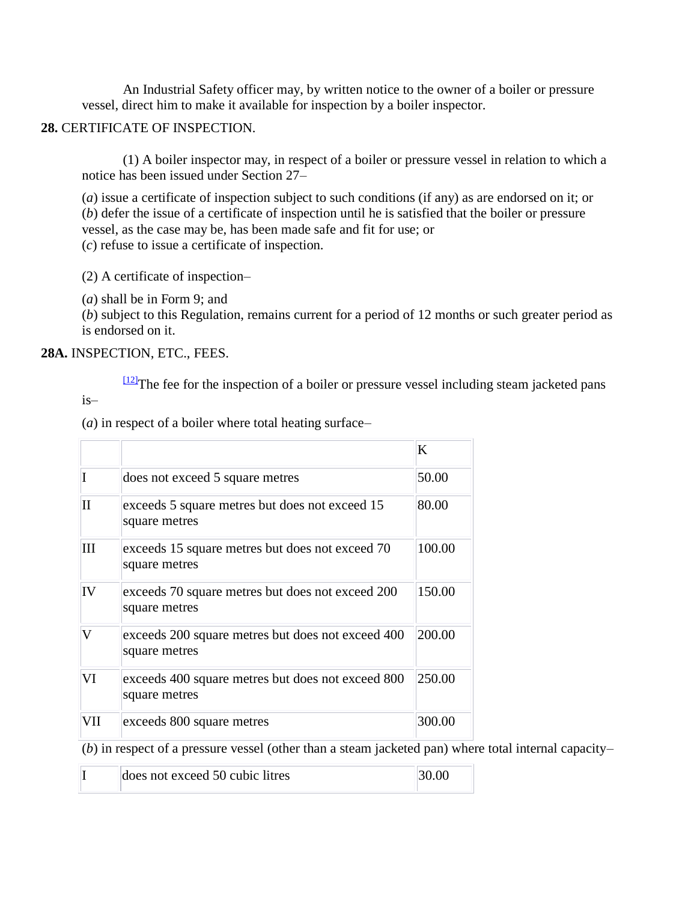An Industrial Safety officer may, by written notice to the owner of a boiler or pressure vessel, direct him to make it available for inspection by a boiler inspector.

**28.** CERTIFICATE OF INSPECTION.

(1) A boiler inspector may, in respect of a boiler or pressure vessel in relation to which a notice has been issued under Section 27–

(*a*) issue a certificate of inspection subject to such conditions (if any) as are endorsed on it; or
(*b*) defer the issue of a certificate of inspection until he is satisfied that the boiler or pressure vessel, as the case may be, has been made safe and fit for use; or
(*c*) refuse to issue a certificate of inspection.

(2) A certificate of inspection–

(*a*) shall be in Form 9; and
(*b*) subject to this Regulation, remains current for a period of 12 months or such greater period as is endorsed on it.

**28A.** INSPECTION, ETC., FEES.

[12]The fee for the inspection of a boiler or pressure vessel including steam jacketed pans is–

(*a*) in respect of a boiler where total heating surface–

| | | K |
|---|---|---|
| I | does not exceed 5 square metres | 50.00 |
| II | exceeds 5 square metres but does not exceed 15 square metres | 80.00 |
| III | exceeds 15 square metres but does not exceed 70 square metres | 100.00 |
| IV | exceeds 70 square metres but does not exceed 200 square metres | 150.00 |
| V | exceeds 200 square metres but does not exceed 400 square metres | 200.00 |
| VI | exceeds 400 square metres but does not exceed 800 square metres | 250.00 |
| VII | exceeds 800 square metres | 300.00 |

(*b*) in respect of a pressure vessel (other than a steam jacketed pan) where total internal capacity–

| | | |
|---|---|---|
| I | does not exceed 50 cubic litres | 30.00 |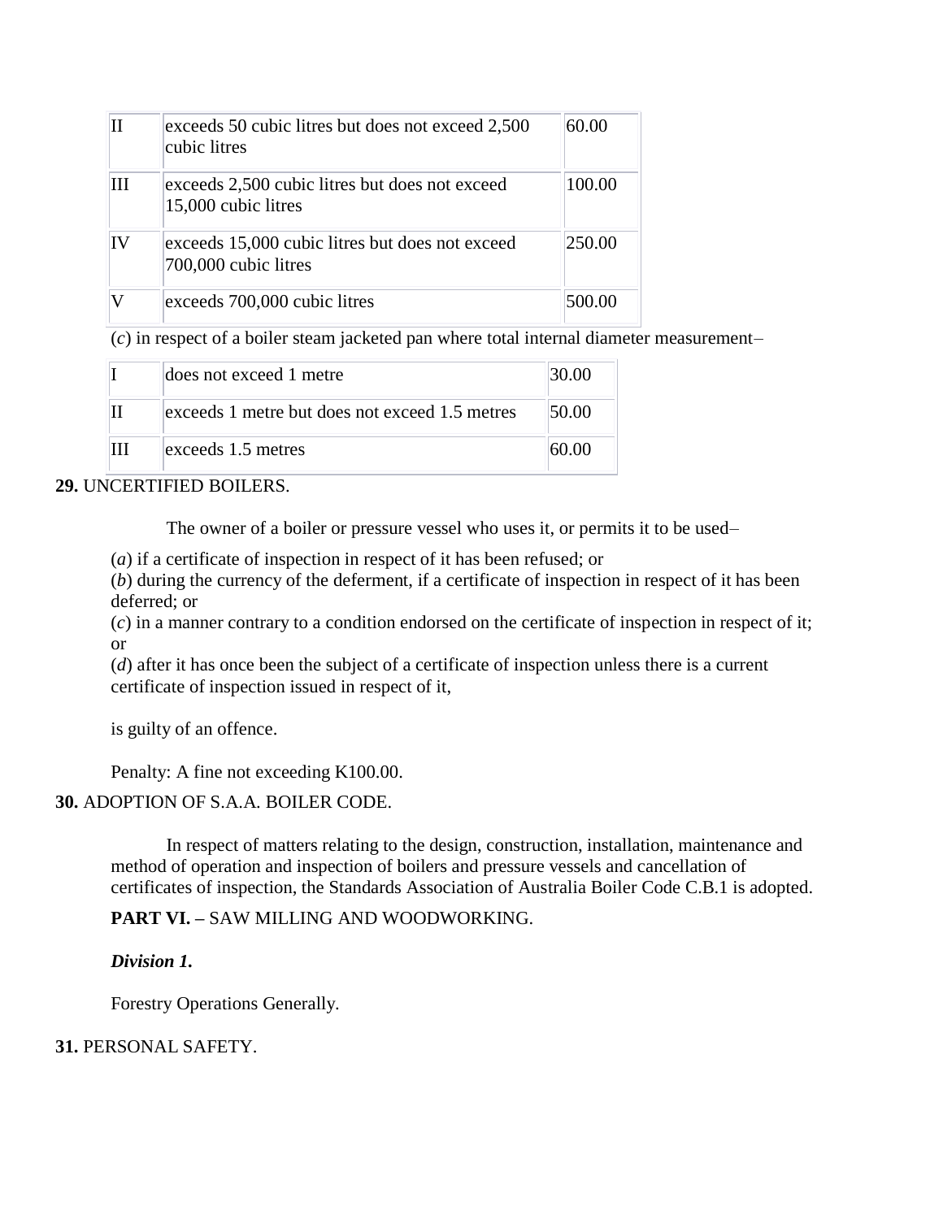| | | |
|---|---|---|
| II | exceeds 50 cubic litres but does not exceed 2,500 cubic litres | 60.00 |
| III | exceeds 2,500 cubic litres but does not exceed 15,000 cubic litres | 100.00 |
| IV | exceeds 15,000 cubic litres but does not exceed 700,000 cubic litres | 250.00 |
| V | exceeds 700,000 cubic litres | 500.00 |

(*c*) in respect of a boiler steam jacketed pan where total internal diameter measurement–

| | | |
|---|---|---|
| I | does not exceed 1 metre | 30.00 |
| II | exceeds 1 metre but does not exceed 1.5 metres | 50.00 |
| III | exceeds 1.5 metres | 60.00 |

**29.** UNCERTIFIED BOILERS.

The owner of a boiler or pressure vessel who uses it, or permits it to be used–

(*a*) if a certificate of inspection in respect of it has been refused; or
(*b*) during the currency of the deferment, if a certificate of inspection in respect of it has been deferred; or
(*c*) in a manner contrary to a condition endorsed on the certificate of inspection in respect of it; or
(*d*) after it has once been the subject of a certificate of inspection unless there is a current certificate of inspection issued in respect of it,

is guilty of an offence.

Penalty: A fine not exceeding K100.00.

**30.** ADOPTION OF S.A.A. BOILER CODE.

In respect of matters relating to the design, construction, installation, maintenance and method of operation and inspection of boilers and pressure vessels and cancellation of certificates of inspection, the Standards Association of Australia Boiler Code C.B.1 is adopted.

**PART VI. –** SAW MILLING AND WOODWORKING.

***Division 1.***

Forestry Operations Generally.

**31.** PERSONAL SAFETY.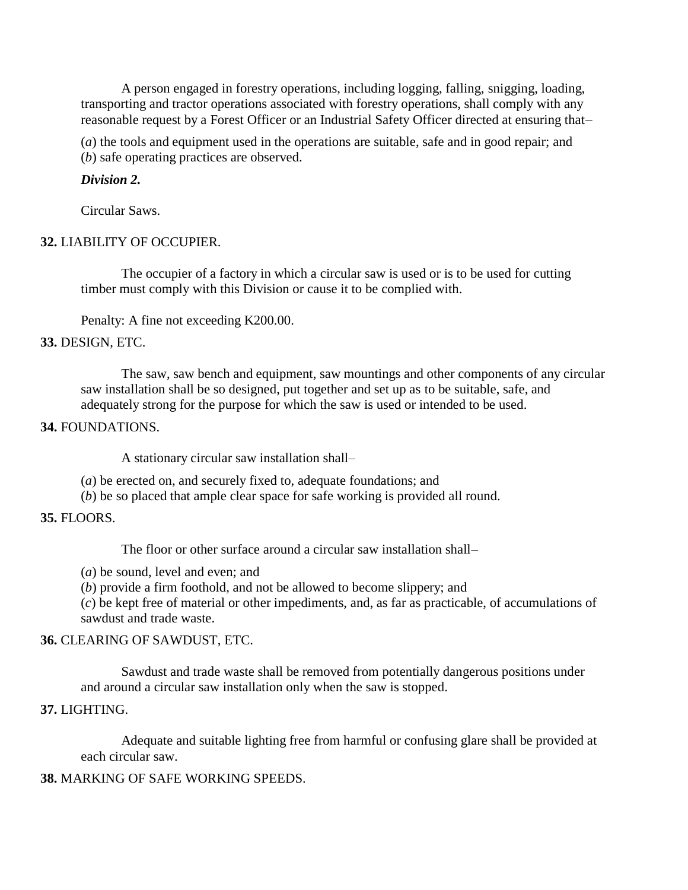A person engaged in forestry operations, including logging, falling, snigging, loading, transporting and tractor operations associated with forestry operations, shall comply with any reasonable request by a Forest Officer or an Industrial Safety Officer directed at ensuring that–

(*a*) the tools and equipment used in the operations are suitable, safe and in good repair; and
(*b*) safe operating practices are observed.

***Division 2.***

Circular Saws.

**32.** LIABILITY OF OCCUPIER.

The occupier of a factory in which a circular saw is used or is to be used for cutting timber must comply with this Division or cause it to be complied with.

Penalty: A fine not exceeding K200.00.

**33.** DESIGN, ETC.

The saw, saw bench and equipment, saw mountings and other components of any circular saw installation shall be so designed, put together and set up as to be suitable, safe, and adequately strong for the purpose for which the saw is used or intended to be used.

**34.** FOUNDATIONS.

A stationary circular saw installation shall–

(*a*) be erected on, and securely fixed to, adequate foundations; and
(*b*) be so placed that ample clear space for safe working is provided all round.

**35.** FLOORS.

The floor or other surface around a circular saw installation shall–

(*a*) be sound, level and even; and
(*b*) provide a firm foothold, and not be allowed to become slippery; and
(*c*) be kept free of material or other impediments, and, as far as practicable, of accumulations of sawdust and trade waste.

**36.** CLEARING OF SAWDUST, ETC.

Sawdust and trade waste shall be removed from potentially dangerous positions under and around a circular saw installation only when the saw is stopped.

**37.** LIGHTING.

Adequate and suitable lighting free from harmful or confusing glare shall be provided at each circular saw.

**38.** MARKING OF SAFE WORKING SPEEDS.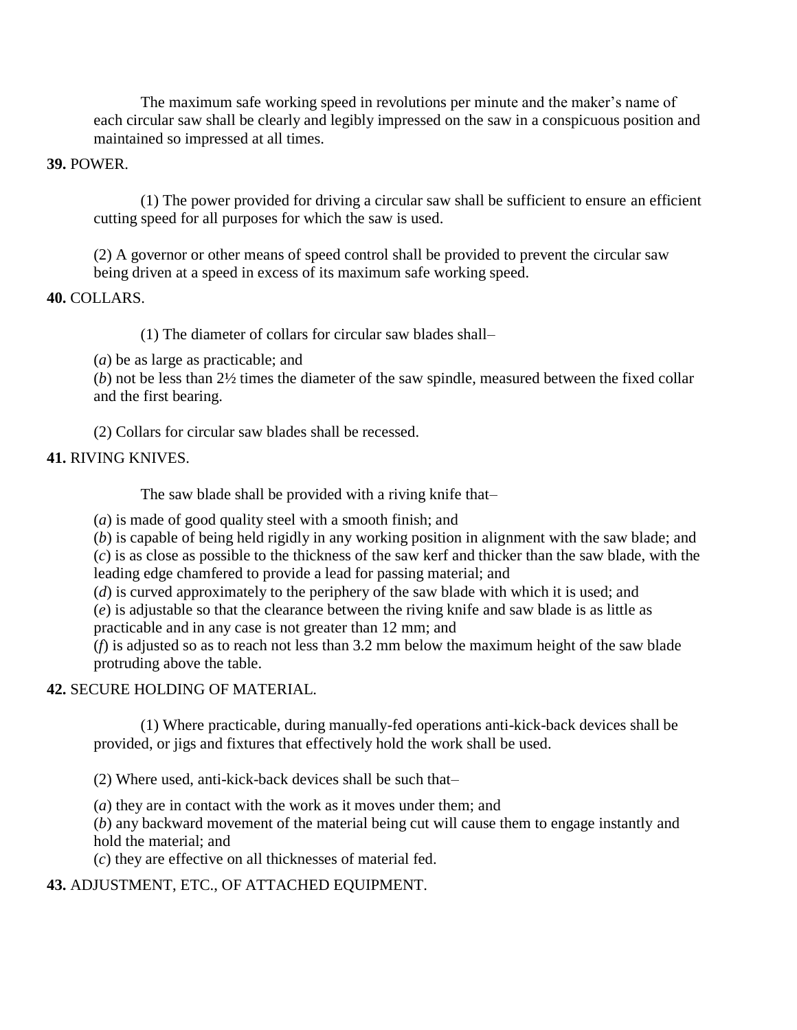The maximum safe working speed in revolutions per minute and the maker's name of each circular saw shall be clearly and legibly impressed on the saw in a conspicuous position and maintained so impressed at all times.

**39.** POWER.

(1) The power provided for driving a circular saw shall be sufficient to ensure an efficient cutting speed for all purposes for which the saw is used.

(2) A governor or other means of speed control shall be provided to prevent the circular saw being driven at a speed in excess of its maximum safe working speed.

**40.** COLLARS.

(1) The diameter of collars for circular saw blades shall–

(*a*) be as large as practicable; and
(*b*) not be less than 2½ times the diameter of the saw spindle, measured between the fixed collar and the first bearing.

(2) Collars for circular saw blades shall be recessed.

**41.** RIVING KNIVES.

The saw blade shall be provided with a riving knife that–

(*a*) is made of good quality steel with a smooth finish; and
(*b*) is capable of being held rigidly in any working position in alignment with the saw blade; and
(*c*) is as close as possible to the thickness of the saw kerf and thicker than the saw blade, with the leading edge chamfered to provide a lead for passing material; and
(*d*) is curved approximately to the periphery of the saw blade with which it is used; and
(*e*) is adjustable so that the clearance between the riving knife and saw blade is as little as practicable and in any case is not greater than 12 mm; and
(*f*) is adjusted so as to reach not less than 3.2 mm below the maximum height of the saw blade protruding above the table.

**42.** SECURE HOLDING OF MATERIAL.

(1) Where practicable, during manually-fed operations anti-kick-back devices shall be provided, or jigs and fixtures that effectively hold the work shall be used.

(2) Where used, anti-kick-back devices shall be such that–

(*a*) they are in contact with the work as it moves under them; and
(*b*) any backward movement of the material being cut will cause them to engage instantly and hold the material; and
(*c*) they are effective on all thicknesses of material fed.

**43.** ADJUSTMENT, ETC., OF ATTACHED EQUIPMENT.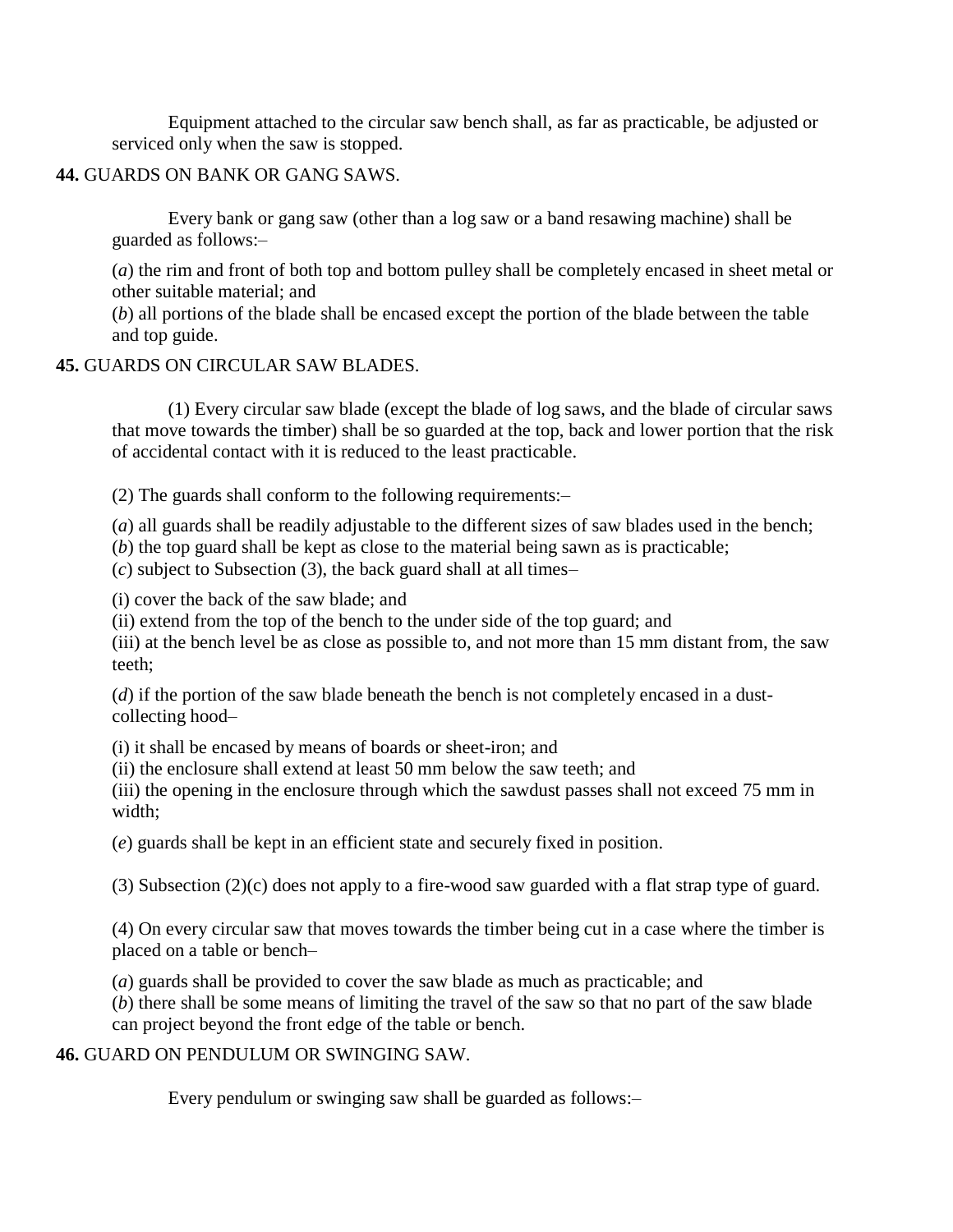Equipment attached to the circular saw bench shall, as far as practicable, be adjusted or serviced only when the saw is stopped.

**44.** GUARDS ON BANK OR GANG SAWS.

Every bank or gang saw (other than a log saw or a band resawing machine) shall be guarded as follows:–

(*a*) the rim and front of both top and bottom pulley shall be completely encased in sheet metal or other suitable material; and
(*b*) all portions of the blade shall be encased except the portion of the blade between the table and top guide.

**45.** GUARDS ON CIRCULAR SAW BLADES.

(1) Every circular saw blade (except the blade of log saws, and the blade of circular saws that move towards the timber) shall be so guarded at the top, back and lower portion that the risk of accidental contact with it is reduced to the least practicable.

(2) The guards shall conform to the following requirements:–

(*a*) all guards shall be readily adjustable to the different sizes of saw blades used in the bench;
(*b*) the top guard shall be kept as close to the material being sawn as is practicable;
(*c*) subject to Subsection (3), the back guard shall at all times–

(i) cover the back of the saw blade; and
(ii) extend from the top of the bench to the under side of the top guard; and
(iii) at the bench level be as close as possible to, and not more than 15 mm distant from, the saw teeth;

(*d*) if the portion of the saw blade beneath the bench is not completely encased in a dust-collecting hood–

(i) it shall be encased by means of boards or sheet-iron; and
(ii) the enclosure shall extend at least 50 mm below the saw teeth; and
(iii) the opening in the enclosure through which the sawdust passes shall not exceed 75 mm in width;

(*e*) guards shall be kept in an efficient state and securely fixed in position.

(3) Subsection (2)(c) does not apply to a fire-wood saw guarded with a flat strap type of guard.

(4) On every circular saw that moves towards the timber being cut in a case where the timber is placed on a table or bench–

(*a*) guards shall be provided to cover the saw blade as much as practicable; and
(*b*) there shall be some means of limiting the travel of the saw so that no part of the saw blade can project beyond the front edge of the table or bench.

**46.** GUARD ON PENDULUM OR SWINGING SAW.

Every pendulum or swinging saw shall be guarded as follows:–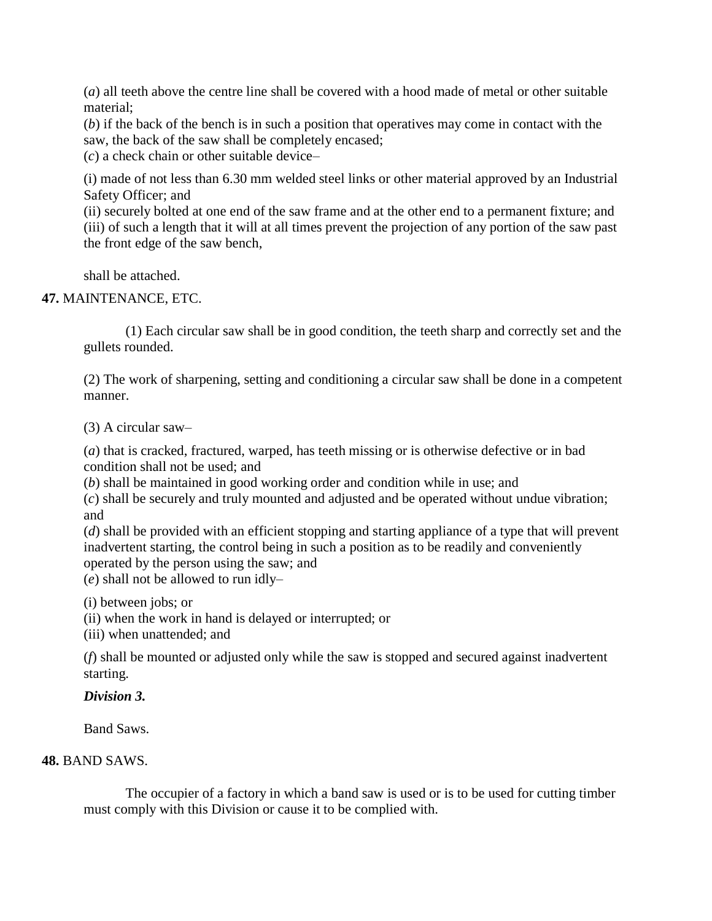(*a*) all teeth above the centre line shall be covered with a hood made of metal or other suitable material;
(*b*) if the back of the bench is in such a position that operatives may come in contact with the saw, the back of the saw shall be completely encased;
(*c*) a check chain or other suitable device–

(i) made of not less than 6.30 mm welded steel links or other material approved by an Industrial Safety Officer; and
(ii) securely bolted at one end of the saw frame and at the other end to a permanent fixture; and
(iii) of such a length that it will at all times prevent the projection of any portion of the saw past the front edge of the saw bench,

shall be attached.

**47.** MAINTENANCE, ETC.

(1) Each circular saw shall be in good condition, the teeth sharp and correctly set and the gullets rounded.

(2) The work of sharpening, setting and conditioning a circular saw shall be done in a competent manner.

(3) A circular saw–

(*a*) that is cracked, fractured, warped, has teeth missing or is otherwise defective or in bad condition shall not be used; and
(*b*) shall be maintained in good working order and condition while in use; and
(*c*) shall be securely and truly mounted and adjusted and be operated without undue vibration; and
(*d*) shall be provided with an efficient stopping and starting appliance of a type that will prevent inadvertent starting, the control being in such a position as to be readily and conveniently operated by the person using the saw; and
(*e*) shall not be allowed to run idly–

(i) between jobs; or
(ii) when the work in hand is delayed or interrupted; or
(iii) when unattended; and

(*f*) shall be mounted or adjusted only while the saw is stopped and secured against inadvertent starting.

***Division 3.***

Band Saws.

**48.** BAND SAWS.

The occupier of a factory in which a band saw is used or is to be used for cutting timber must comply with this Division or cause it to be complied with.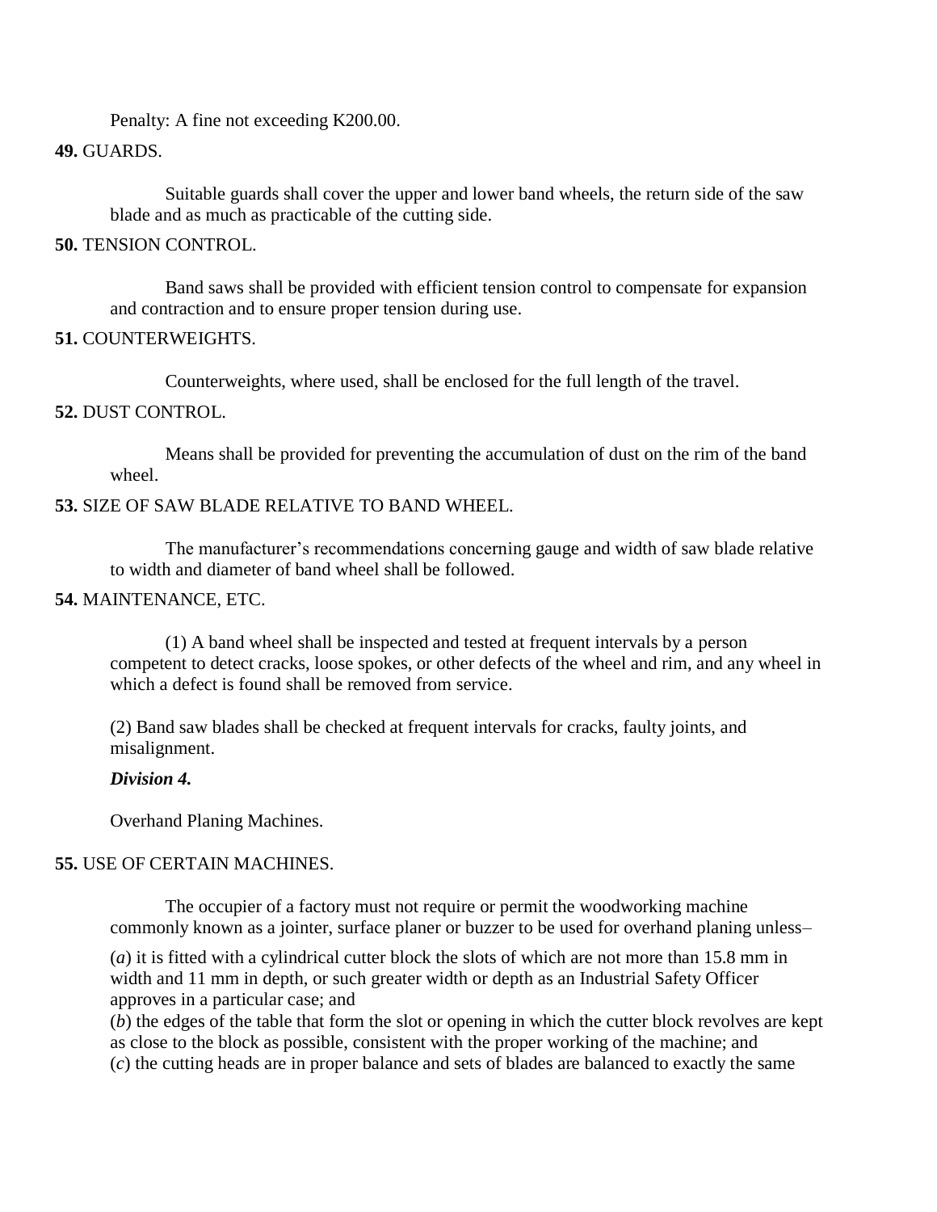Penalty: A fine not exceeding K200.00.

**49.** GUARDS.

Suitable guards shall cover the upper and lower band wheels, the return side of the saw blade and as much as practicable of the cutting side.

**50.** TENSION CONTROL.

Band saws shall be provided with efficient tension control to compensate for expansion and contraction and to ensure proper tension during use.

**51.** COUNTERWEIGHTS.

Counterweights, where used, shall be enclosed for the full length of the travel.

**52.** DUST CONTROL.

Means shall be provided for preventing the accumulation of dust on the rim of the band wheel.

**53.** SIZE OF SAW BLADE RELATIVE TO BAND WHEEL.

The manufacturer's recommendations concerning gauge and width of saw blade relative to width and diameter of band wheel shall be followed.

**54.** MAINTENANCE, ETC.

(1) A band wheel shall be inspected and tested at frequent intervals by a person competent to detect cracks, loose spokes, or other defects of the wheel and rim, and any wheel in which a defect is found shall be removed from service.

(2) Band saw blades shall be checked at frequent intervals for cracks, faulty joints, and misalignment.

***Division 4.***

Overhand Planing Machines.

**55.** USE OF CERTAIN MACHINES.

The occupier of a factory must not require or permit the woodworking machine commonly known as a jointer, surface planer or buzzer to be used for overhand planing unless–

(*a*) it is fitted with a cylindrical cutter block the slots of which are not more than 15.8 mm in width and 11 mm in depth, or such greater width or depth as an Industrial Safety Officer approves in a particular case; and

(*b*) the edges of the table that form the slot or opening in which the cutter block revolves are kept as close to the block as possible, consistent with the proper working of the machine; and

(*c*) the cutting heads are in proper balance and sets of blades are balanced to exactly the same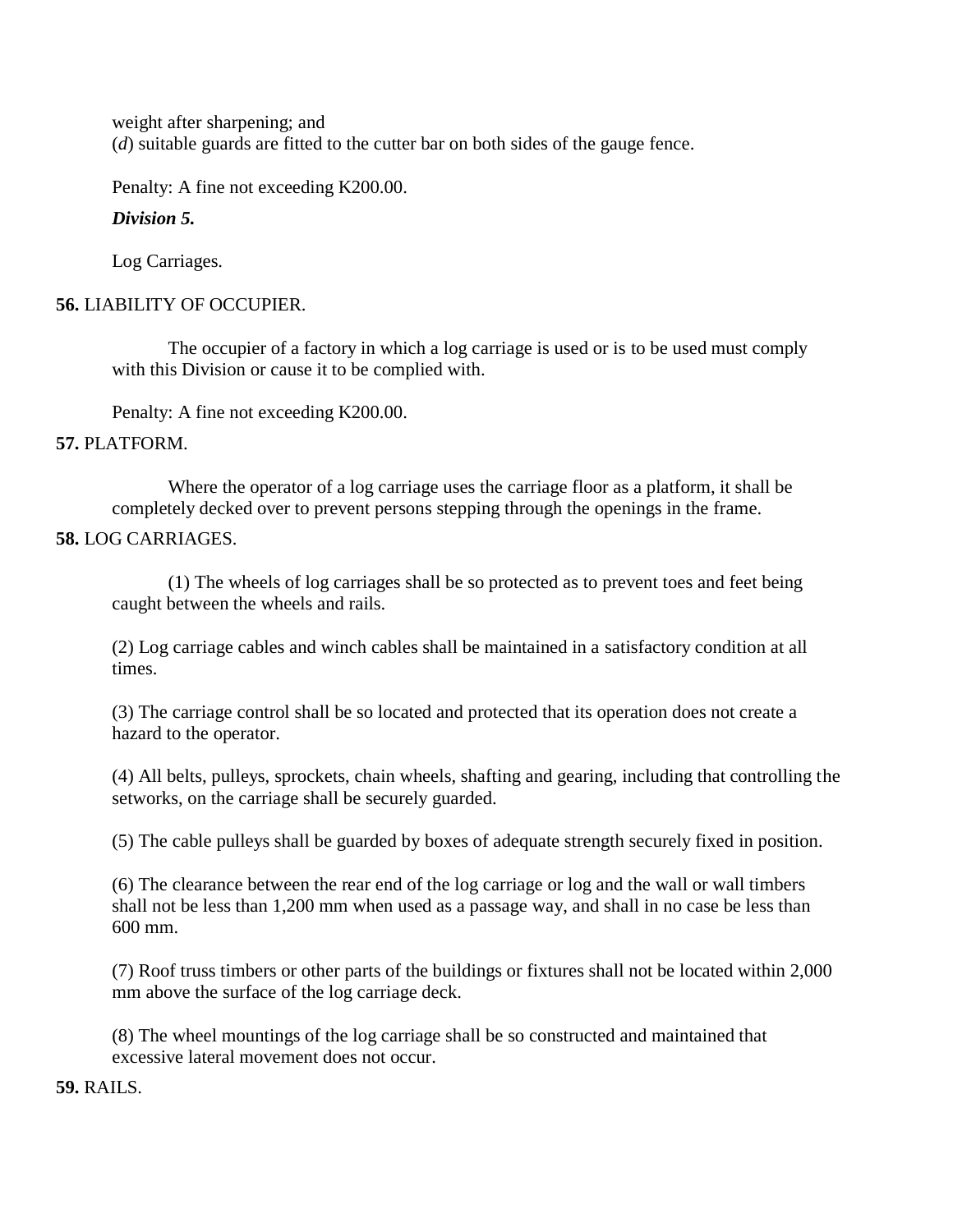weight after sharpening; and

(*d*) suitable guards are fitted to the cutter bar on both sides of the gauge fence.

Penalty: A fine not exceeding K200.00.

***Division 5.***

Log Carriages.

**56.** LIABILITY OF OCCUPIER.

The occupier of a factory in which a log carriage is used or is to be used must comply with this Division or cause it to be complied with.

Penalty: A fine not exceeding K200.00.

**57.** PLATFORM.

Where the operator of a log carriage uses the carriage floor as a platform, it shall be completely decked over to prevent persons stepping through the openings in the frame.

**58.** LOG CARRIAGES.

(1) The wheels of log carriages shall be so protected as to prevent toes and feet being caught between the wheels and rails.

(2) Log carriage cables and winch cables shall be maintained in a satisfactory condition at all times.

(3) The carriage control shall be so located and protected that its operation does not create a hazard to the operator.

(4) All belts, pulleys, sprockets, chain wheels, shafting and gearing, including that controlling the setworks, on the carriage shall be securely guarded.

(5) The cable pulleys shall be guarded by boxes of adequate strength securely fixed in position.

(6) The clearance between the rear end of the log carriage or log and the wall or wall timbers shall not be less than 1,200 mm when used as a passage way, and shall in no case be less than 600 mm.

(7) Roof truss timbers or other parts of the buildings or fixtures shall not be located within 2,000 mm above the surface of the log carriage deck.

(8) The wheel mountings of the log carriage shall be so constructed and maintained that excessive lateral movement does not occur.

**59.** RAILS.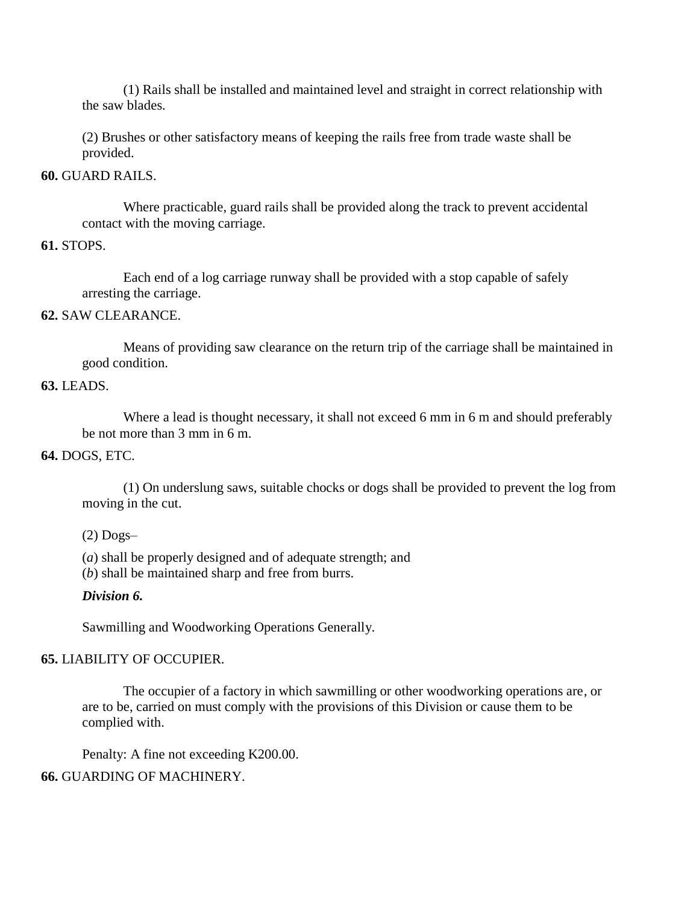(1) Rails shall be installed and maintained level and straight in correct relationship with the saw blades.

(2) Brushes or other satisfactory means of keeping the rails free from trade waste shall be provided.

**60.** GUARD RAILS.

Where practicable, guard rails shall be provided along the track to prevent accidental contact with the moving carriage.

**61.** STOPS.

Each end of a log carriage runway shall be provided with a stop capable of safely arresting the carriage.

**62.** SAW CLEARANCE.

Means of providing saw clearance on the return trip of the carriage shall be maintained in good condition.

**63.** LEADS.

Where a lead is thought necessary, it shall not exceed 6 mm in 6 m and should preferably be not more than 3 mm in 6 m.

**64.** DOGS, ETC.

(1) On underslung saws, suitable chocks or dogs shall be provided to prevent the log from moving in the cut.

(2) Dogs–

(*a*) shall be properly designed and of adequate strength; and
(*b*) shall be maintained sharp and free from burrs.

***Division 6.***

Sawmilling and Woodworking Operations Generally.

**65.** LIABILITY OF OCCUPIER.

The occupier of a factory in which sawmilling or other woodworking operations are, or are to be, carried on must comply with the provisions of this Division or cause them to be complied with.

Penalty: A fine not exceeding K200.00.

**66.** GUARDING OF MACHINERY.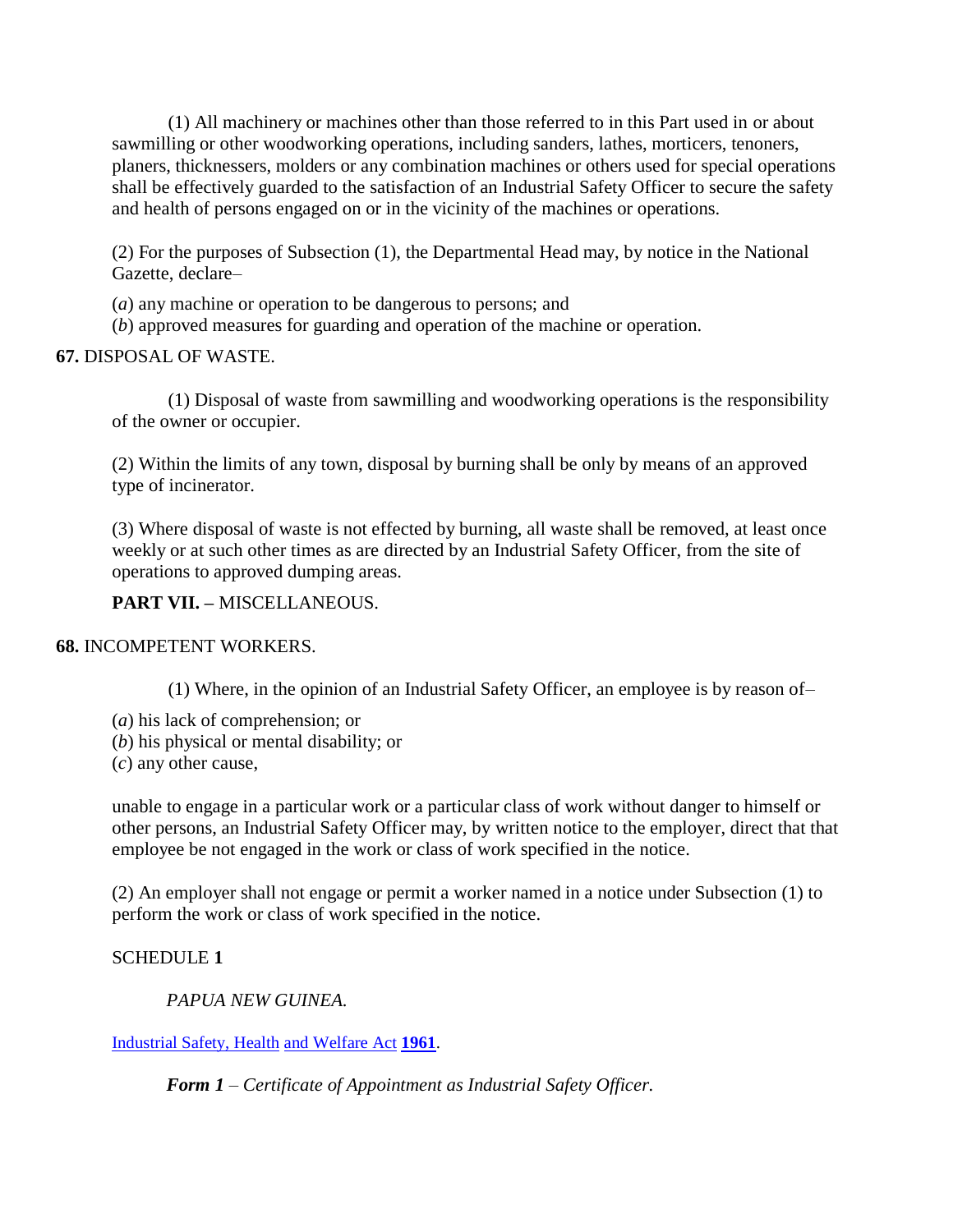(1) All machinery or machines other than those referred to in this Part used in or about sawmilling or other woodworking operations, including sanders, lathes, morticers, tenoners, planers, thicknessers, molders or any combination machines or others used for special operations shall be effectively guarded to the satisfaction of an Industrial Safety Officer to secure the safety and health of persons engaged on or in the vicinity of the machines or operations.

(2) For the purposes of Subsection (1), the Departmental Head may, by notice in the National Gazette, declare–

(*a*) any machine or operation to be dangerous to persons; and
(*b*) approved measures for guarding and operation of the machine or operation.

**67.** DISPOSAL OF WASTE.

(1) Disposal of waste from sawmilling and woodworking operations is the responsibility of the owner or occupier.

(2) Within the limits of any town, disposal by burning shall be only by means of an approved type of incinerator.

(3) Where disposal of waste is not effected by burning, all waste shall be removed, at least once weekly or at such other times as are directed by an Industrial Safety Officer, from the site of operations to approved dumping areas.

**PART VII. –** MISCELLANEOUS.

**68.** INCOMPETENT WORKERS.

(1) Where, in the opinion of an Industrial Safety Officer, an employee is by reason of–

(*a*) his lack of comprehension; or
(*b*) his physical or mental disability; or
(*c*) any other cause,

unable to engage in a particular work or a particular class of work without danger to himself or other persons, an Industrial Safety Officer may, by written notice to the employer, direct that that employee be not engaged in the work or class of work specified in the notice.

(2) An employer shall not engage or permit a worker named in a notice under Subsection (1) to perform the work or class of work specified in the notice.

SCHEDULE **1**

*PAPUA NEW GUINEA.*

Industrial Safety, Health and Welfare Act **1961**.

***Form 1*** *– Certificate of Appointment as Industrial Safety Officer.*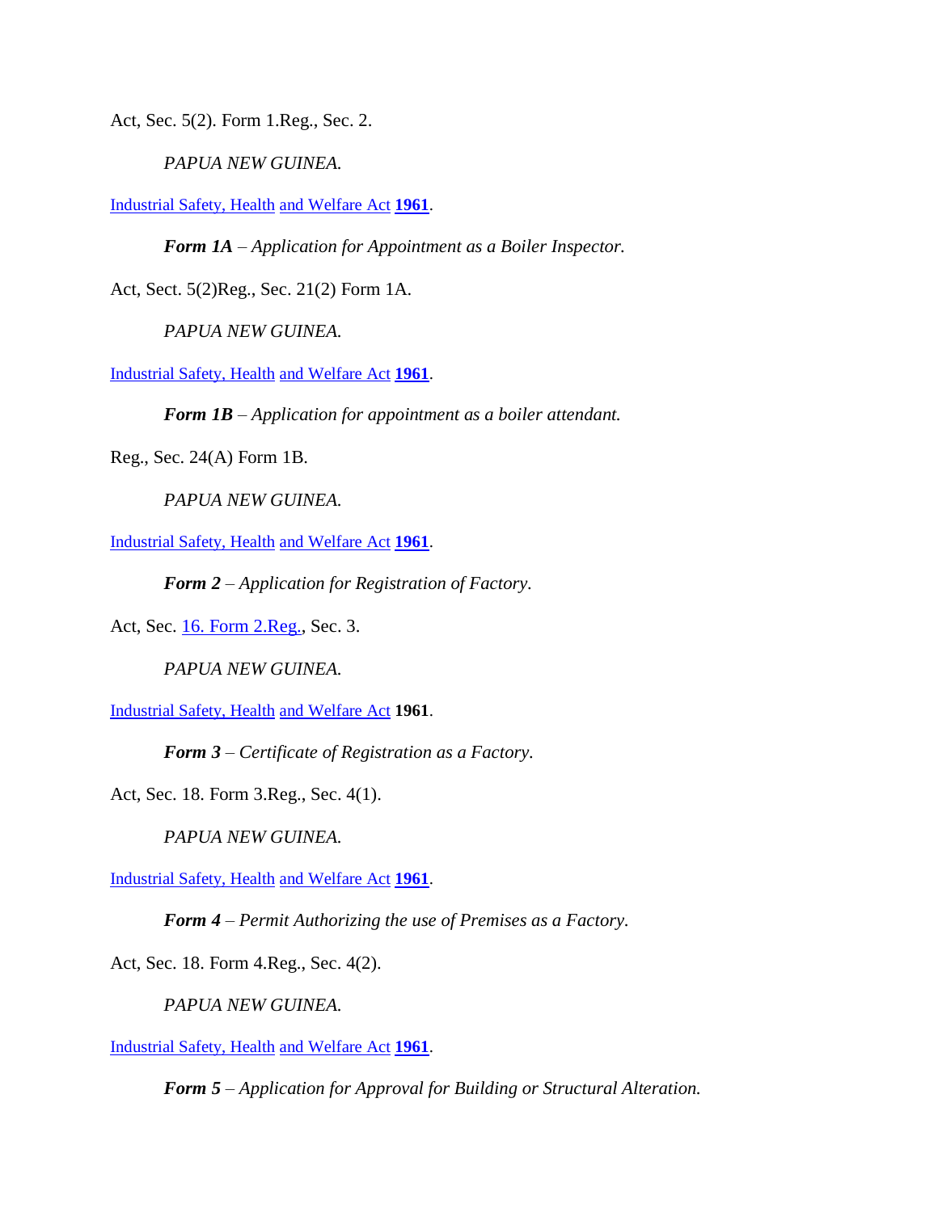Act, Sec. 5(2). Form 1.Reg., Sec. 2.

*PAPUA NEW GUINEA.*

Industrial Safety, Health and Welfare Act **1961**.

***Form 1A** – Application for Appointment as a Boiler Inspector.*

Act, Sect. 5(2)Reg., Sec. 21(2) Form 1A.

*PAPUA NEW GUINEA.*

Industrial Safety, Health and Welfare Act **1961**.

***Form 1B** – Application for appointment as a boiler attendant.*

Reg., Sec. 24(A) Form 1B.

*PAPUA NEW GUINEA.*

Industrial Safety, Health and Welfare Act **1961**.

***Form 2** – Application for Registration of Factory.*

Act, Sec. 16. Form 2.Reg., Sec. 3.

*PAPUA NEW GUINEA.*

Industrial Safety, Health and Welfare Act **1961**.

***Form 3** – Certificate of Registration as a Factory.*

Act, Sec. 18. Form 3.Reg., Sec. 4(1).

*PAPUA NEW GUINEA.*

Industrial Safety, Health and Welfare Act **1961**.

***Form 4** – Permit Authorizing the use of Premises as a Factory.*

Act, Sec. 18. Form 4.Reg., Sec. 4(2).

*PAPUA NEW GUINEA.*

Industrial Safety, Health and Welfare Act **1961**.

***Form 5** – Application for Approval for Building or Structural Alteration.*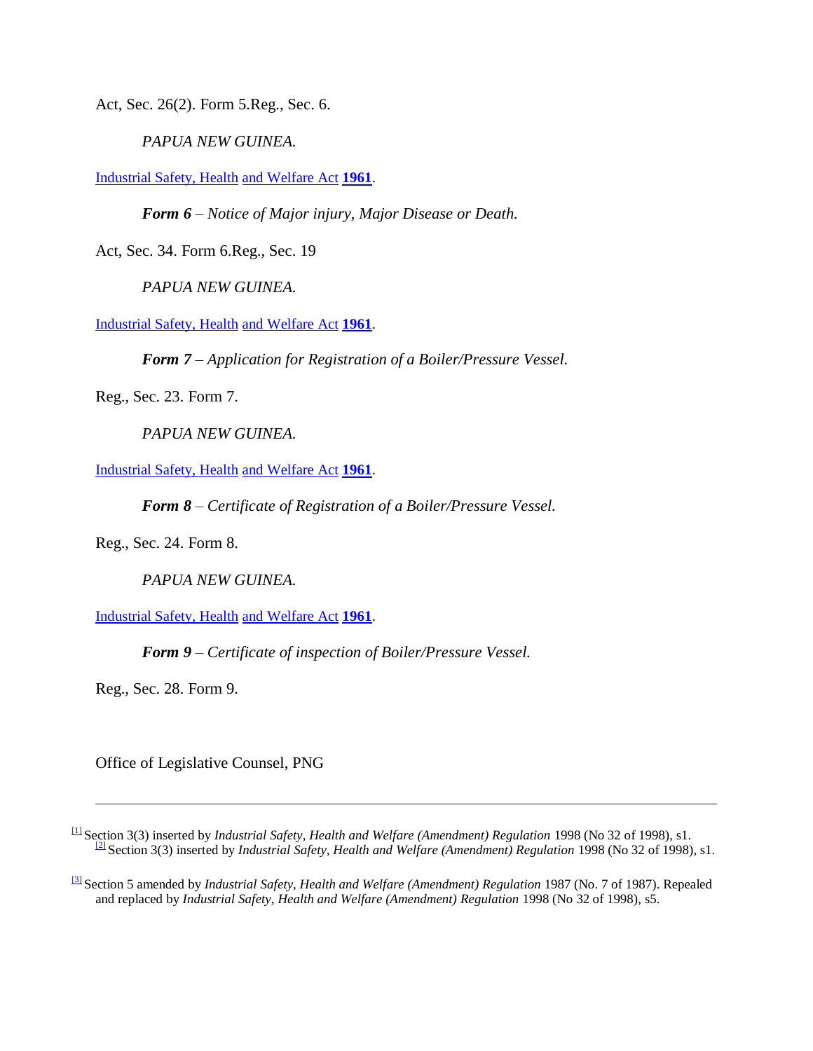Act, Sec. 26(2). Form 5.Reg., Sec. 6.

*PAPUA NEW GUINEA.*

Industrial Safety, Health and Welfare Act **1961**.

***Form 6** – Notice of Major injury, Major Disease or Death.*

Act, Sec. 34. Form 6.Reg., Sec. 19

*PAPUA NEW GUINEA.*

Industrial Safety, Health and Welfare Act **1961**.

***Form 7** – Application for Registration of a Boiler/Pressure Vessel.*

Reg., Sec. 23. Form 7.

*PAPUA NEW GUINEA.*

Industrial Safety, Health and Welfare Act **1961**.

***Form 8** – Certificate of Registration of a Boiler/Pressure Vessel.*

Reg., Sec. 24. Form 8.

*PAPUA NEW GUINEA.*

Industrial Safety, Health and Welfare Act **1961**.

***Form 9** – Certificate of inspection of Boiler/Pressure Vessel.*

Reg., Sec. 28. Form 9.

Office of Legislative Counsel, PNG

---

[1] Section 3(3) inserted by *Industrial Safety, Health and Welfare (Amendment) Regulation* 1998 (No 32 of 1998), s1.
[2] Section 3(3) inserted by *Industrial Safety, Health and Welfare (Amendment) Regulation* 1998 (No 32 of 1998), s1.

[3] Section 5 amended by *Industrial Safety, Health and Welfare (Amendment) Regulation* 1987 (No. 7 of 1987). Repealed and replaced by *Industrial Safety, Health and Welfare (Amendment) Regulation* 1998 (No 32 of 1998), s5.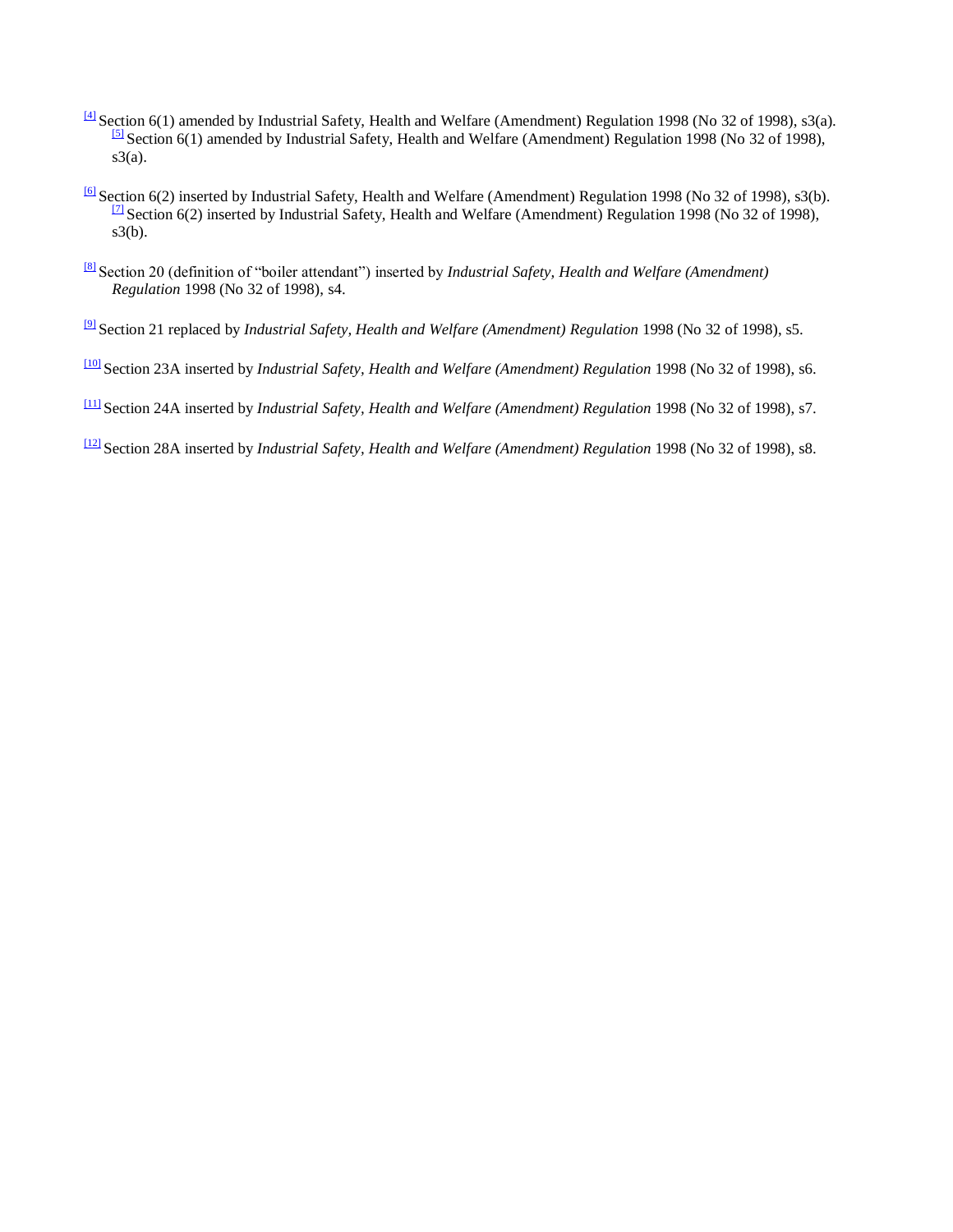[4] Section 6(1) amended by Industrial Safety, Health and Welfare (Amendment) Regulation 1998 (No 32 of 1998), s3(a).
[5] Section 6(1) amended by Industrial Safety, Health and Welfare (Amendment) Regulation 1998 (No 32 of 1998), s3(a).

[6] Section 6(2) inserted by Industrial Safety, Health and Welfare (Amendment) Regulation 1998 (No 32 of 1998), s3(b).
[7] Section 6(2) inserted by Industrial Safety, Health and Welfare (Amendment) Regulation 1998 (No 32 of 1998), s3(b).

[8] Section 20 (definition of "boiler attendant") inserted by *Industrial Safety, Health and Welfare (Amendment) Regulation* 1998 (No 32 of 1998), s4.

[9] Section 21 replaced by *Industrial Safety, Health and Welfare (Amendment) Regulation* 1998 (No 32 of 1998), s5.

[10] Section 23A inserted by *Industrial Safety, Health and Welfare (Amendment) Regulation* 1998 (No 32 of 1998), s6.

[11] Section 24A inserted by *Industrial Safety, Health and Welfare (Amendment) Regulation* 1998 (No 32 of 1998), s7.

[12] Section 28A inserted by *Industrial Safety, Health and Welfare (Amendment) Regulation* 1998 (No 32 of 1998), s8.